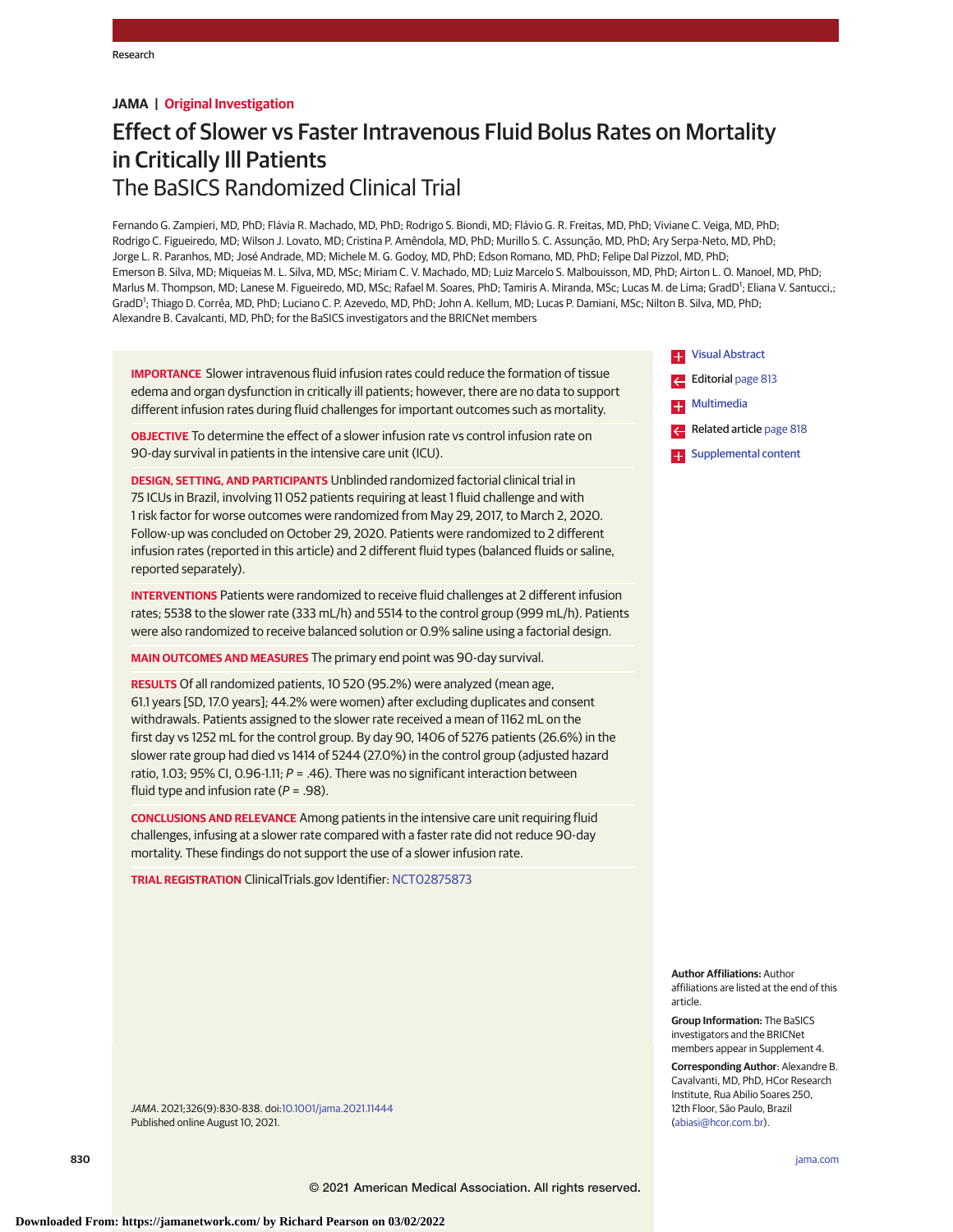Research

**JAMA | Original Investigation**

# Effect of Slower vs Faster Intravenous Fluid Bolus Rates on Mortality in Critically Ill Patients

## The BaSICS Randomized Clinical Trial

Fernando G. Zampieri, MD, PhD; Flávia R. Machado, MD, PhD; Rodrigo S. Biondi, MD; Flávio G. R. Freitas, MD, PhD; Viviane C. Veiga, MD, PhD; Rodrigo C. Figueiredo, MD; Wilson J. Lovato, MD; Cristina P. Amêndola, MD, PhD; Murillo S. C. Assunção, MD, PhD; Ary Serpa-Neto, MD, PhD; Jorge L. R. Paranhos, MD; José Andrade, MD; Michele M. G. Godoy, MD, PhD; Edson Romano, MD, PhD; Felipe Dal Pizzol, MD, PhD; Emerson B. Silva, MD; Miqueias M. L. Silva, MD, MSc; Miriam C. V. Machado, MD; Luiz Marcelo S. Malbouisson, MD, PhD; Airton L. O. Manoel, MD, PhD; Marlus M. Thompson, MD; Lanese M. Figueiredo, MD, MSc; Rafael M. Soares, PhD; Tamiris A. Miranda, MSc; Lucas M. de Lima; GradD[1]; Eliana V. Santucci,; GradD[1]; Thiago D. Corrêa, MD, PhD; Luciano C. P. Azevedo, MD, PhD; John A. Kellum, MD; Lucas P. Damiani, MSc; Nilton B. Silva, MD, PhD; Alexandre B. Cavalcanti, MD, PhD; for the BaSICS investigators and the BRICNet members

**IMPORTANCE** Slower intravenous fluid infusion rates could reduce the formation of tissue edema and organ dysfunction in critically ill patients; however, there are no data to support different infusion rates during fluid challenges for important outcomes such as mortality.

**OBJECTIVE** To determine the effect of a slower infusion rate vs control infusion rate on 90-day survival in patients in the intensive care unit (ICU).

**DESIGN, SETTING, AND PARTICIPANTS** Unblinded randomized factorial clinical trial in 75 ICUs in Brazil, involving 11 052 patients requiring at least 1 fluid challenge and with 1 risk factor for worse outcomes were randomized from May 29, 2017, to March 2, 2020. Follow-up was concluded on October 29, 2020. Patients were randomized to 2 different infusion rates (reported in this article) and 2 different fluid types (balanced fluids or saline, reported separately).

**INTERVENTIONS** Patients were randomized to receive fluid challenges at 2 different infusion rates; 5538 to the slower rate (333 mL/h) and 5514 to the control group (999 mL/h). Patients were also randomized to receive balanced solution or 0.9% saline using a factorial design.

**MAIN OUTCOMES AND MEASURES** The primary end point was 90-day survival.

**RESULTS** Of all randomized patients, 10 520 (95.2%) were analyzed (mean age, 61.1 years [SD, 17.0 years]; 44.2% were women) after excluding duplicates and consent withdrawals. Patients assigned to the slower rate received a mean of 1162 mL on the first day vs 1252 mL for the control group. By day 90, 1406 of 5276 patients (26.6%) in the slower rate group had died vs 1414 of 5244 (27.0%) in the control group (adjusted hazard ratio, 1.03; 95% CI, 0.96-1.11; *P* = .46). There was no significant interaction between fluid type and infusion rate (*P* = .98).

**CONCLUSIONS AND RELEVANCE** Among patients in the intensive care unit requiring fluid challenges, infusing at a slower rate compared with a faster rate did not reduce 90-day mortality. These findings do not support the use of a slower infusion rate.

**TRIAL REGISTRATION** ClinicalTrials.gov Identifier: NCT02875873

Visual Abstract

Editorial page 813

Multimedia

Related article page 818

Supplemental content

*JAMA*. 2021;326(9):830-838. doi:10.1001/jama.2021.11444
Published online August 10, 2021.

**Author Affiliations:** Author affiliations are listed at the end of this article.

**Group Information:** The BaSICS investigators and the BRICNet members appear in Supplement 4.

**Corresponding Author**: Alexandre B. Cavalvanti, MD, PhD, HCor Research Institute, Rua Abilio Soares 250, 12th Floor, São Paulo, Brazil (abiasi@hcor.com.br).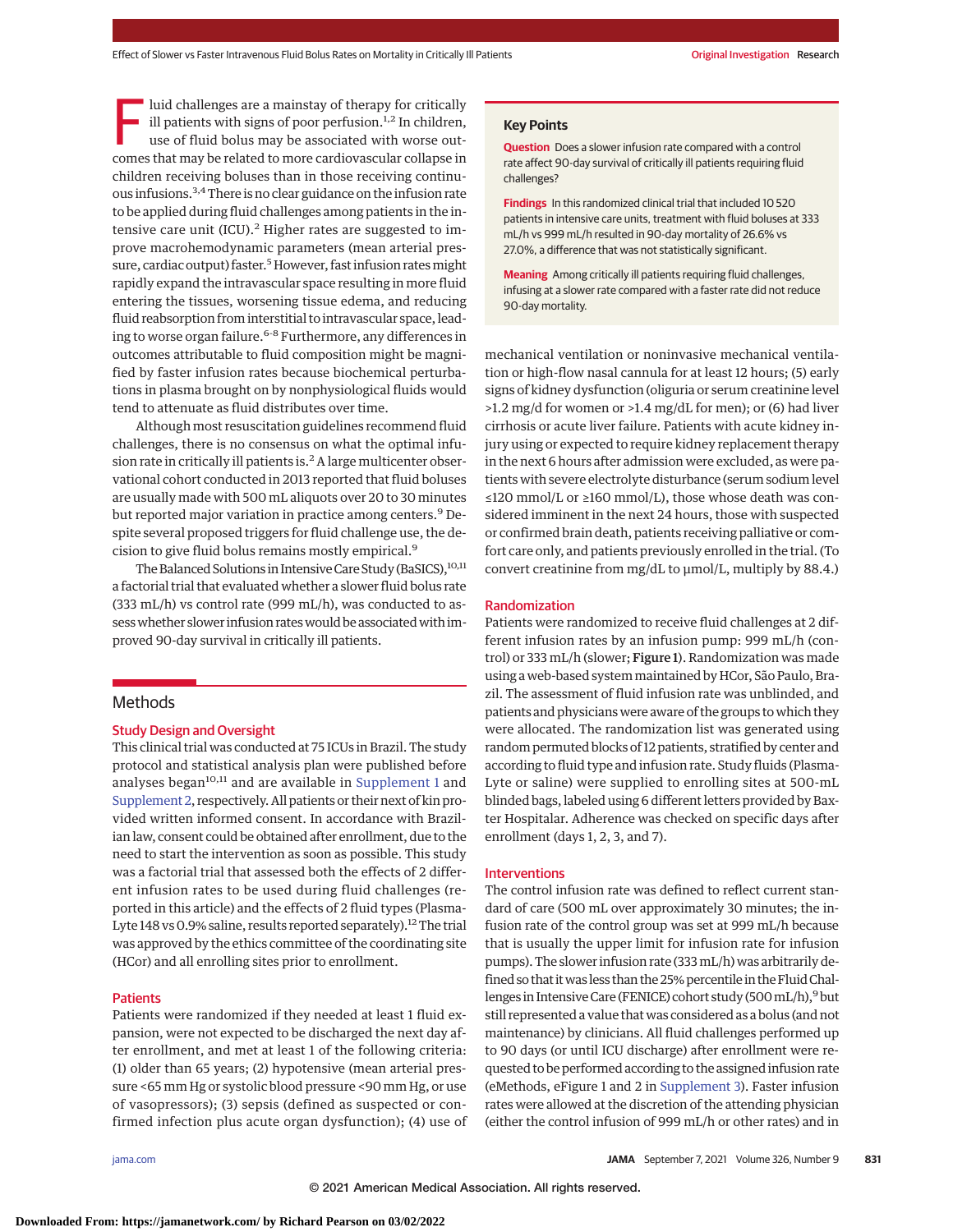Fluid challenges are a mainstay of therapy for critically ill patients with signs of poor perfusion.[1,2] In children, use of fluid bolus may be associated with worse outcomes that may be related to more cardiovascular collapse in children receiving boluses than in those receiving continuous infusions.[3,4] There is no clear guidance on the infusion rate to be applied during fluid challenges among patients in the intensive care unit (ICU).[2] Higher rates are suggested to improve macrohemodynamic parameters (mean arterial pressure, cardiac output) faster.[5] However, fast infusion rates might rapidly expand the intravascular space resulting in more fluid entering the tissues, worsening tissue edema, and reducing fluid reabsorption from interstitial to intravascular space, leading to worse organ failure.[6-8] Furthermore, any differences in outcomes attributable to fluid composition might be magnified by faster infusion rates because biochemical perturbations in plasma brought on by nonphysiological fluids would tend to attenuate as fluid distributes over time.

Although most resuscitation guidelines recommend fluid challenges, there is no consensus on what the optimal infusion rate in critically ill patients is.[2] A large multicenter observational cohort conducted in 2013 reported that fluid boluses are usually made with 500 mL aliquots over 20 to 30 minutes but reported major variation in practice among centers.[9] Despite several proposed triggers for fluid challenge use, the decision to give fluid bolus remains mostly empirical.[9]

The Balanced Solutions in Intensive Care Study (BaSICS),[10,11] a factorial trial that evaluated whether a slower fluid bolus rate (333 mL/h) vs control rate (999 mL/h), was conducted to assess whether slower infusion rates would be associated with improved 90-day survival in critically ill patients.

## Key Points

**Question** Does a slower infusion rate compared with a control rate affect 90-day survival of critically ill patients requiring fluid challenges?

**Findings** In this randomized clinical trial that included 10 520 patients in intensive care units, treatment with fluid boluses at 333 mL/h vs 999 mL/h resulted in 90-day mortality of 26.6% vs 27.0%, a difference that was not statistically significant.

**Meaning** Among critically ill patients requiring fluid challenges, infusing at a slower rate compared with a faster rate did not reduce 90-day mortality.

## Methods

### Study Design and Oversight

This clinical trial was conducted at 75 ICUs in Brazil. The study protocol and statistical analysis plan were published before analyses began[10,11] and are available in Supplement 1 and Supplement 2, respectively. All patients or their next of kin provided written informed consent. In accordance with Brazilian law, consent could be obtained after enrollment, due to the need to start the intervention as soon as possible. This study was a factorial trial that assessed both the effects of 2 different infusion rates to be used during fluid challenges (reported in this article) and the effects of 2 fluid types (Plasma-Lyte 148 vs 0.9% saline, results reported separately).[12] The trial was approved by the ethics committee of the coordinating site (HCor) and all enrolling sites prior to enrollment.

### Patients

Patients were randomized if they needed at least 1 fluid expansion, were not expected to be discharged the next day after enrollment, and met at least 1 of the following criteria: (1) older than 65 years; (2) hypotensive (mean arterial pressure <65 mm Hg or systolic blood pressure <90 mm Hg, or use of vasopressors); (3) sepsis (defined as suspected or confirmed infection plus acute organ dysfunction); (4) use of mechanical ventilation or noninvasive mechanical ventilation or high-flow nasal cannula for at least 12 hours; (5) early signs of kidney dysfunction (oliguria or serum creatinine level >1.2 mg/d for women or >1.4 mg/dL for men); or (6) had liver cirrhosis or acute liver failure. Patients with acute kidney injury using or expected to require kidney replacement therapy in the next 6 hours after admission were excluded, as were patients with severe electrolyte disturbance (serum sodium level ≤120 mmol/L or ≥160 mmol/L), those whose death was considered imminent in the next 24 hours, those with suspected or confirmed brain death, patients receiving palliative or comfort care only, and patients previously enrolled in the trial. (To convert creatinine from mg/dL to μmol/L, multiply by 88.4.)

### Randomization

Patients were randomized to receive fluid challenges at 2 different infusion rates by an infusion pump: 999 mL/h (control) or 333 mL/h (slower; **Figure 1**). Randomization was made using a web-based system maintained by HCor, São Paulo, Brazil. The assessment of fluid infusion rate was unblinded, and patients and physicians were aware of the groups to which they were allocated. The randomization list was generated using random permuted blocks of 12 patients, stratified by center and according to fluid type and infusion rate. Study fluids (Plasma-Lyte or saline) were supplied to enrolling sites at 500-mL blinded bags, labeled using 6 different letters provided by Baxter Hospitalar. Adherence was checked on specific days after enrollment (days 1, 2, 3, and 7).

### Interventions

The control infusion rate was defined to reflect current standard of care (500 mL over approximately 30 minutes; the infusion rate of the control group was set at 999 mL/h because that is usually the upper limit for infusion rate for infusion pumps). The slower infusion rate (333 mL/h) was arbitrarily defined so that it was less than the 25% percentile in the Fluid Challenges in Intensive Care (FENICE) cohort study (500 mL/h),[9] but still represented a value that was considered as a bolus (and not maintenance) by clinicians. All fluid challenges performed up to 90 days (or until ICU discharge) after enrollment were requested to be performed according to the assigned infusion rate (eMethods, eFigure 1 and 2 in Supplement 3). Faster infusion rates were allowed at the discretion of the attending physician (either the control infusion of 999 mL/h or other rates) and in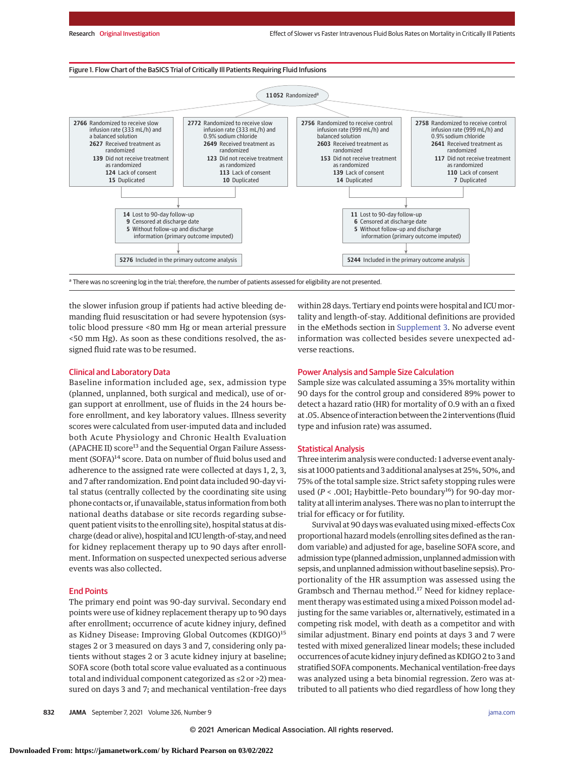Figure 1. Flow Chart of the BaSICS Trial of Critically Ill Patients Requiring Fluid Infusions

11052 Randomized[a]

| Slow infusion, balanced solution | Slow infusion, 0.9% sodium chloride | Control infusion, balanced solution | Control infusion, 0.9% sodium chloride |
|---|---|---|---|
| 2766 Randomized to receive slow infusion rate (333 mL/h) and a balanced solution | 2772 Randomized to receive slow infusion rate (333 mL/h) and 0.9% sodium chloride | 2756 Randomized to receive control infusion rate (999 mL/h) and balanced solution | 2758 Randomized to receive control infusion rate (999 mL/h) and 0.9% sodium chloride |
| 2627 Received treatment as randomized | 2649 Received treatment as randomized | 2603 Received treatment as randomized | 2641 Received treatment as randomized |
| 139 Did not receive treatment as randomized | 123 Did not receive treatment as randomized | 153 Did not receive treatment as randomized | 117 Did not receive treatment as randomized |
| 124 Lack of consent | 113 Lack of consent | 139 Lack of consent | 110 Lack of consent |
| 15 Duplicated | 10 Duplicated | 14 Duplicated | 7 Duplicated |

Slow infusion groups:
- 14 Lost to 90-day follow-up
  - 9 Censored at discharge date
  - 5 Without follow-up and discharge information (primary outcome imputed)
- 5276 Included in the primary outcome analysis

Control infusion groups:
- 11 Lost to 90-day follow-up
  - 6 Censored at discharge date
  - 5 Without follow-up and discharge information (primary outcome imputed)
- 5244 Included in the primary outcome analysis

[a] There was no screening log in the trial; therefore, the number of patients assessed for eligibility are not presented.

the slower infusion group if patients had active bleeding demanding fluid resuscitation or had severe hypotension (systolic blood pressure <80 mm Hg or mean arterial pressure <50 mm Hg). As soon as these conditions resolved, the assigned fluid rate was to be resumed.

## Clinical and Laboratory Data

Baseline information included age, sex, admission type (planned, unplanned, both surgical and medical), use of organ support at enrollment, use of fluids in the 24 hours before enrollment, and key laboratory values. Illness severity scores were calculated from user-imputed data and included both Acute Physiology and Chronic Health Evaluation (APACHE II) score[13] and the Sequential Organ Failure Assessment (SOFA)[14] score. Data on number of fluid bolus used and adherence to the assigned rate were collected at days 1, 2, 3, and 7 after randomization. End point data included 90-day vital status (centrally collected by the coordinating site using phone contacts or, if unavailable, status information from both national deaths database or site records regarding subsequent patient visits to the enrolling site), hospital status at discharge (dead or alive), hospital and ICU length-of-stay, and need for kidney replacement therapy up to 90 days after enrollment. Information on suspected unexpected serious adverse events was also collected.

## End Points

The primary end point was 90-day survival. Secondary end points were use of kidney replacement therapy up to 90 days after enrollment; occurrence of acute kidney injury, defined as Kidney Disease: Improving Global Outcomes (KDIGO)[15] stages 2 or 3 measured on days 3 and 7, considering only patients without stages 2 or 3 acute kidney injury at baseline; SOFA score (both total score value evaluated as a continuous total and individual component categorized as ≤2 or >2) measured on days 3 and 7; and mechanical ventilation-free days within 28 days. Tertiary end points were hospital and ICU mortality and length-of-stay. Additional definitions are provided in the eMethods section in Supplement 3. No adverse event information was collected besides severe unexpected adverse reactions.

## Power Analysis and Sample Size Calculation

Sample size was calculated assuming a 35% mortality within 90 days for the control group and considered 89% power to detect a hazard ratio (HR) for mortality of 0.9 with an α fixed at .05. Absence of interaction between the 2 interventions (fluid type and infusion rate) was assumed.

## Statistical Analysis

Three interim analysis were conducted: 1 adverse event analysis at 1000 patients and 3 additional analyses at 25%, 50%, and 75% of the total sample size. Strict safety stopping rules were used ($P < .001$; Haybittle-Peto boundary[16]) for 90-day mortality at all interim analyses. There was no plan to interrupt the trial for efficacy or for futility.

Survival at 90 days was evaluated using mixed-effects Cox proportional hazard models (enrolling sites defined as the random variable) and adjusted for age, baseline SOFA score, and admission type (planned admission, unplanned admission with sepsis, and unplanned admission without baseline sepsis). Proportionality of the HR assumption was assessed using the Grambsch and Thernau method.[17] Need for kidney replacement therapy was estimated using a mixed Poisson model adjusting for the same variables or, alternatively, estimated in a competing risk model, with death as a competitor and with similar adjustment. Binary end points at days 3 and 7 were tested with mixed generalized linear models; these included occurrences of acute kidney injury defined as KDIGO 2 to 3 and stratified SOFA components. Mechanical ventilation-free days was analyzed using a beta binomial regression. Zero was attributed to all patients who died regardless of how long they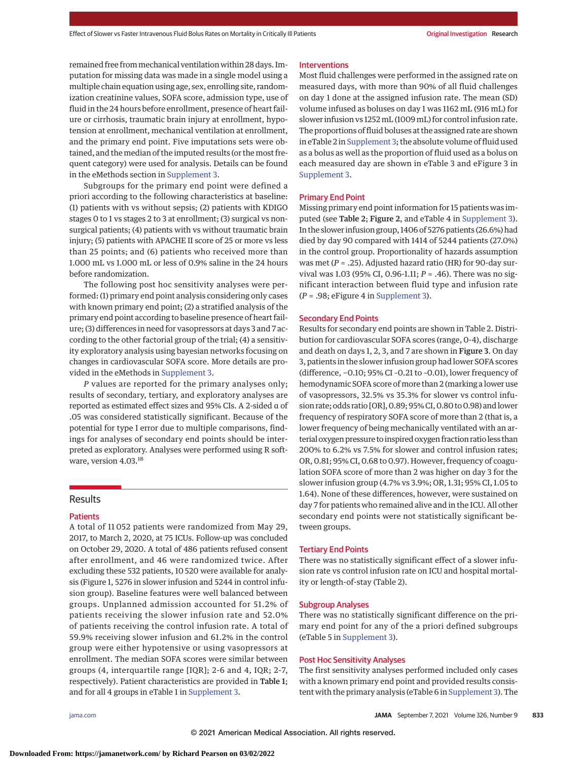remained free from mechanical ventilation within 28 days. Imputation for missing data was made in a single model using a multiple chain equation using age, sex, enrolling site, randomization creatinine values, SOFA score, admission type, use of fluid in the 24 hours before enrollment, presence of heart failure or cirrhosis, traumatic brain injury at enrollment, hypotension at enrollment, mechanical ventilation at enrollment, and the primary end point. Five imputations sets were obtained, and the median of the imputed results (or the most frequent category) were used for analysis. Details can be found in the eMethods section in Supplement 3.

Subgroups for the primary end point were defined a priori according to the following characteristics at baseline: (1) patients with vs without sepsis; (2) patients with KDIGO stages 0 to 1 vs stages 2 to 3 at enrollment; (3) surgical vs nonsurgical patients; (4) patients with vs without traumatic brain injury; (5) patients with APACHE II score of 25 or more vs less than 25 points; and (6) patients who received more than 1.000 mL vs 1.000 mL or less of 0.9% saline in the 24 hours before randomization.

The following post hoc sensitivity analyses were performed: (1) primary end point analysis considering only cases with known primary end point; (2) a stratified analysis of the primary end point according to baseline presence of heart failure; (3) differences in need for vasopressors at days 3 and 7 according to the other factorial group of the trial; (4) a sensitivity exploratory analysis using bayesian networks focusing on changes in cardiovascular SOFA score. More details are provided in the eMethods in Supplement 3.

*P* values are reported for the primary analyses only; results of secondary, tertiary, and exploratory analyses are reported as estimated effect sizes and 95% CIs. A 2-sided α of .05 was considered statistically significant. Because of the potential for type I error due to multiple comparisons, findings for analyses of secondary end points should be interpreted as exploratory. Analyses were performed using R software, version 4.03.[18]

## Results

### Patients

A total of 11 052 patients were randomized from May 29, 2017, to March 2, 2020, at 75 ICUs. Follow-up was concluded on October 29, 2020. A total of 486 patients refused consent after enrollment, and 46 were randomized twice. After excluding these 532 patients, 10 520 were available for analysis (Figure 1, 5276 in slower infusion and 5244 in control infusion group). Baseline features were well balanced between groups. Unplanned admission accounted for 51.2% of patients receiving the slower infusion rate and 52.0% of patients receiving the control infusion rate. A total of 59.9% receiving slower infusion and 61.2% in the control group were either hypotensive or using vasopressors at enrollment. The median SOFA scores were similar between groups (4, interquartile range [IQR]; 2-6 and 4, IQR; 2-7, respectively). Patient characteristics are provided in **Table 1**; and for all 4 groups in eTable 1 in Supplement 3.

### Interventions

Most fluid challenges were performed in the assigned rate on measured days, with more than 90% of all fluid challenges on day 1 done at the assigned infusion rate. The mean (SD) volume infused as boluses on day 1 was 1162 mL (916 mL) for slower infusion vs 1252 mL (1009 mL) for control infusion rate. The proportions of fluid boluses at the assigned rate are shown in eTable 2 in Supplement 3; the absolute volume of fluid used as a bolus as well as the proportion of fluid used as a bolus on each measured day are shown in eTable 3 and eFigure 3 in Supplement 3.

### Primary End Point

Missing primary end point information for 15 patients was imputed (see **Table 2**; **Figure 2**, and eTable 4 in Supplement 3). In the slower infusion group, 1406 of 5276 patients (26.6%) had died by day 90 compared with 1414 of 5244 patients (27.0%) in the control group. Proportionality of hazards assumption was met (*P* = .25). Adjusted hazard ratio (HR) for 90-day survival was 1.03 (95% CI, 0.96-1.11; *P* = .46). There was no significant interaction between fluid type and infusion rate (*P* = .98; eFigure 4 in Supplement 3).

### Secondary End Points

Results for secondary end points are shown in Table 2. Distribution for cardiovascular SOFA scores (range, 0-4), discharge and death on days 1, 2, 3, and 7 are shown in **Figure 3**. On day 3, patients in the slower infusion group had lower SOFA scores (difference, −0.10; 95% CI −0.21 to −0.01), lower frequency of hemodynamic SOFA score of more than 2 (marking a lower use of vasopressors, 32.5% vs 35.3% for slower vs control infusion rate; odds ratio [OR], 0.89; 95% CI, 0.80 to 0.98) and lower frequency of respiratory SOFA score of more than 2 (that is, a lower frequency of being mechanically ventilated with an arterial oxygen pressure to inspired oxygen fraction ratio less than 200% to 6.2% vs 7.5% for slower and control infusion rates; OR, 0.81; 95% CI, 0.68 to 0.97). However, frequency of coagulation SOFA score of more than 2 on day 3 for the slower infusion group (4.7% vs 3.9%; OR, 1.31; 95% CI, 1.05 to 1.64). None of these differences, however, were sustained on day 7 for patients who remained alive and in the ICU. All other secondary end points were not statistically significant between groups.

### Tertiary End Points

There was no statistically significant effect of a slower infusion rate vs control infusion rate on ICU and hospital mortality or length-of-stay (Table 2).

### Subgroup Analyses

There was no statistically significant difference on the primary end point for any of the a priori defined subgroups (eTable 5 in Supplement 3).

### Post Hoc Sensitivity Analyses

The first sensitivity analyses performed included only cases with a known primary end point and provided results consistent with the primary analysis (eTable 6 in Supplement 3). The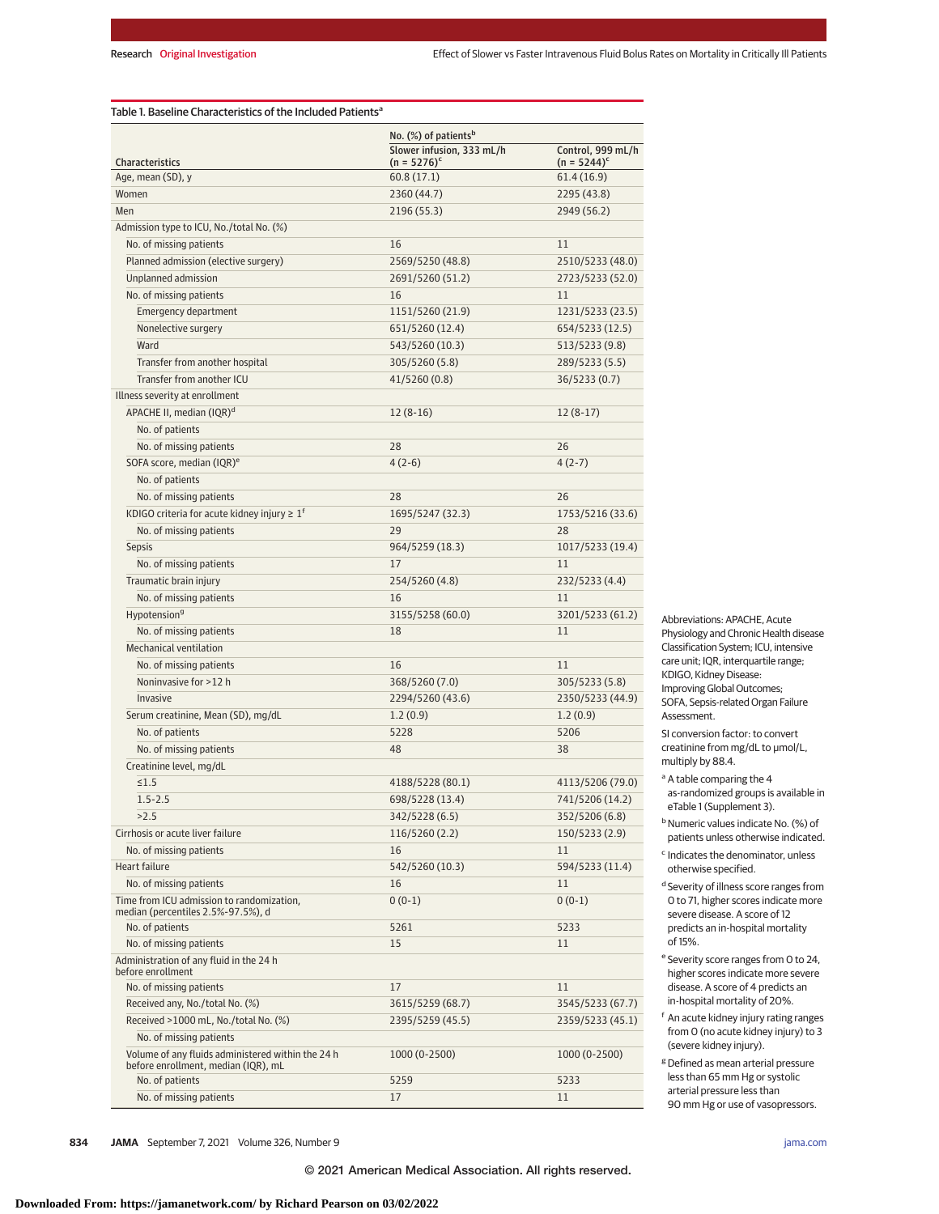Table 1. Baseline Characteristics of the Included Patients[a]

| Characteristics | No. (%) of patients[b] | |
|---|---|---|
| | Slower infusion, 333 mL/h (n = 5276)[c] | Control, 999 mL/h (n = 5244)[c] |
| Age, mean (SD), y | 60.8 (17.1) | 61.4 (16.9) |
| Women | 2360 (44.7) | 2295 (43.8) |
| Men | 2196 (55.3) | 2949 (56.2) |
| Admission type to ICU, No./total No. (%) | | |
| No. of missing patients | 16 | 11 |
| Planned admission (elective surgery) | 2569/5250 (48.8) | 2510/5233 (48.0) |
| Unplanned admission | 2691/5260 (51.2) | 2723/5233 (52.0) |
| No. of missing patients | 16 | 11 |
| Emergency department | 1151/5260 (21.9) | 1231/5233 (23.5) |
| Nonelective surgery | 651/5260 (12.4) | 654/5233 (12.5) |
| Ward | 543/5260 (10.3) | 513/5233 (9.8) |
| Transfer from another hospital | 305/5260 (5.8) | 289/5233 (5.5) |
| Transfer from another ICU | 41/5260 (0.8) | 36/5233 (0.7) |
| Illness severity at enrollment | | |
| APACHE II, median (IQR)[d] | 12 (8-16) | 12 (8-17) |
| No. of patients | | |
| No. of missing patients | 28 | 26 |
| SOFA score, median (IQR)[e] | 4 (2-6) | 4 (2-7) |
| No. of patients | | |
| No. of missing patients | 28 | 26 |
| KDIGO criteria for acute kidney injury ≥ 1[f] | 1695/5247 (32.3) | 1753/5216 (33.6) |
| No. of missing patients | 29 | 28 |
| Sepsis | 964/5259 (18.3) | 1017/5233 (19.4) |
| No. of missing patients | 17 | 11 |
| Traumatic brain injury | 254/5260 (4.8) | 232/5233 (4.4) |
| No. of missing patients | 16 | 11 |
| Hypotension[g] | 3155/5258 (60.0) | 3201/5233 (61.2) |
| No. of missing patients | 18 | 11 |
| Mechanical ventilation | | |
| No. of missing patients | 16 | 11 |
| Noninvasive for >12 h | 368/5260 (7.0) | 305/5233 (5.8) |
| Invasive | 2294/5260 (43.6) | 2350/5233 (44.9) |
| Serum creatinine, Mean (SD), mg/dL | 1.2 (0.9) | 1.2 (0.9) |
| No. of patients | 5228 | 5206 |
| No. of missing patients | 48 | 38 |
| Creatinine level, mg/dL | | |
| ≤1.5 | 4188/5228 (80.1) | 4113/5206 (79.0) |
| 1.5-2.5 | 698/5228 (13.4) | 741/5206 (14.2) |
| >2.5 | 342/5228 (6.5) | 352/5206 (6.8) |
| Cirrhosis or acute liver failure | 116/5260 (2.2) | 150/5233 (2.9) |
| No. of missing patients | 16 | 11 |
| Heart failure | 542/5260 (10.3) | 594/5233 (11.4) |
| No. of missing patients | 16 | 11 |
| Time from ICU admission to randomization, median (percentiles 2.5%-97.5%), d | 0 (0-1) | 0 (0-1) |
| No. of patients | 5261 | 5233 |
| No. of missing patients | 15 | 11 |
| Administration of any fluid in the 24 h before enrollment | | |
| No. of missing patients | 17 | 11 |
| Received any, No./total No. (%) | 3615/5259 (68.7) | 3545/5233 (67.7) |
| Received >1000 mL, No./total No. (%) | 2395/5259 (45.5) | 2359/5233 (45.1) |
| No. of missing patients | | |
| Volume of any fluids administered within the 24 h before enrollment, median (IQR), mL | 1000 (0-2500) | 1000 (0-2500) |
| No. of patients | 5259 | 5233 |
| No. of missing patients | 17 | 11 |

Abbreviations: APACHE, Acute Physiology and Chronic Health disease Classification System; ICU, intensive care unit; IQR, interquartile range; KDIGO, Kidney Disease: Improving Global Outcomes; SOFA, Sepsis-related Organ Failure Assessment.

SI conversion factor: to convert creatinine from mg/dL to μmol/L, multiply by 88.4.

[a] A table comparing the 4 as-randomized groups is available in eTable 1 (Supplement 3).

[b] Numeric values indicate No. (%) of patients unless otherwise indicated.

[c] Indicates the denominator, unless otherwise specified.

[d] Severity of illness score ranges from 0 to 71, higher scores indicate more severe disease. A score of 12 predicts an in-hospital mortality of 15%.

[e] Severity score ranges from 0 to 24, higher scores indicate more severe disease. A score of 4 predicts an in-hospital mortality of 20%.

[f] An acute kidney injury rating ranges from 0 (no acute kidney injury) to 3 (severe kidney injury).

[g] Defined as mean arterial pressure less than 65 mm Hg or systolic arterial pressure less than 90 mm Hg or use of vasopressors.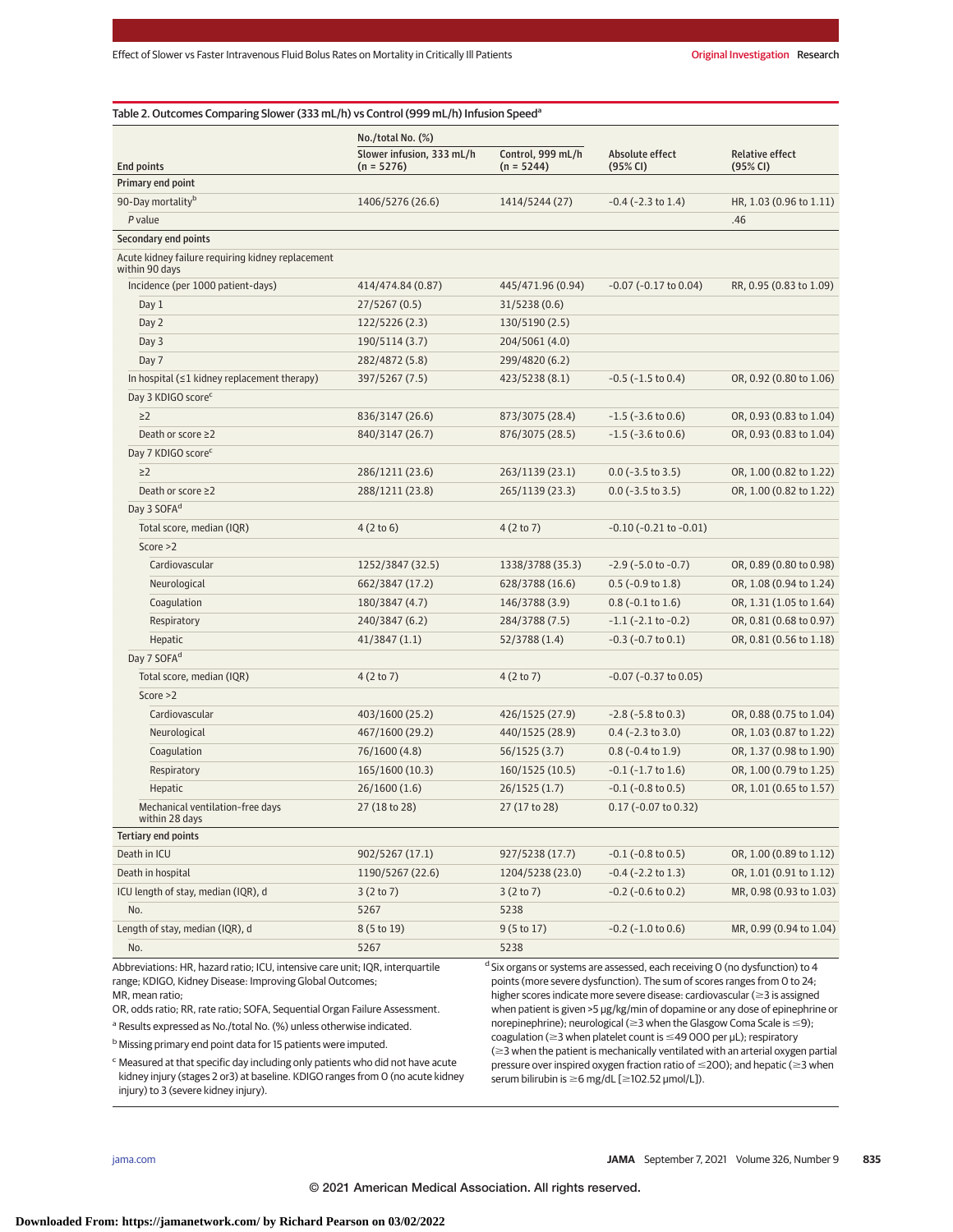Table 2. Outcomes Comparing Slower (333 mL/h) vs Control (999 mL/h) Infusion Speed[a]

| End points | No./total No. (%) | | Absolute effect (95% CI) | Relative effect (95% CI) |
|---|---|---|---|---|
| | Slower infusion, 333 mL/h (n = 5276) | Control, 999 mL/h (n = 5244) | | |
| **Primary end point** | | | | |
| 90-Day mortality[b] | 1406/5276 (26.6) | 1414/5244 (27) | -0.4 (-2.3 to 1.4) | HR, 1.03 (0.96 to 1.11) |
| *P* value | | | | .46 |
| **Secondary end points** | | | | |
| Acute kidney failure requiring kidney replacement within 90 days | | | | |
| Incidence (per 1000 patient-days) | 414/474.84 (0.87) | 445/471.96 (0.94) | -0.07 (-0.17 to 0.04) | RR, 0.95 (0.83 to 1.09) |
| Day 1 | 27/5267 (0.5) | 31/5238 (0.6) | | |
| Day 2 | 122/5226 (2.3) | 130/5190 (2.5) | | |
| Day 3 | 190/5114 (3.7) | 204/5061 (4.0) | | |
| Day 7 | 282/4872 (5.8) | 299/4820 (6.2) | | |
| In hospital (≤1 kidney replacement therapy) | 397/5267 (7.5) | 423/5238 (8.1) | -0.5 (-1.5 to 0.4) | OR, 0.92 (0.80 to 1.06) |
| Day 3 KDIGO score[c] | | | | |
| ≥2 | 836/3147 (26.6) | 873/3075 (28.4) | -1.5 (-3.6 to 0.6) | OR, 0.93 (0.83 to 1.04) |
| Death or score ≥2 | 840/3147 (26.7) | 876/3075 (28.5) | -1.5 (-3.6 to 0.6) | OR, 0.93 (0.83 to 1.04) |
| Day 7 KDIGO score[c] | | | | |
| ≥2 | 286/1211 (23.6) | 263/1139 (23.1) | 0.0 (-3.5 to 3.5) | OR, 1.00 (0.82 to 1.22) |
| Death or score ≥2 | 288/1211 (23.8) | 265/1139 (23.3) | 0.0 (-3.5 to 3.5) | OR, 1.00 (0.82 to 1.22) |
| Day 3 SOFA[d] | | | | |
| Total score, median (IQR) | 4 (2 to 6) | 4 (2 to 7) | -0.10 (-0.21 to -0.01) | |
| Score >2 | | | | |
| Cardiovascular | 1252/3847 (32.5) | 1338/3788 (35.3) | -2.9 (-5.0 to -0.7) | OR, 0.89 (0.80 to 0.98) |
| Neurological | 662/3847 (17.2) | 628/3788 (16.6) | 0.5 (-0.9 to 1.8) | OR, 1.08 (0.94 to 1.24) |
| Coagulation | 180/3847 (4.7) | 146/3788 (3.9) | 0.8 (-0.1 to 1.6) | OR, 1.31 (1.05 to 1.64) |
| Respiratory | 240/3847 (6.2) | 284/3788 (7.5) | -1.1 (-2.1 to -0.2) | OR, 0.81 (0.68 to 0.97) |
| Hepatic | 41/3847 (1.1) | 52/3788 (1.4) | -0.3 (-0.7 to 0.1) | OR, 0.81 (0.56 to 1.18) |
| Day 7 SOFA[d] | | | | |
| Total score, median (IQR) | 4 (2 to 7) | 4 (2 to 7) | -0.07 (-0.37 to 0.05) | |
| Score >2 | | | | |
| Cardiovascular | 403/1600 (25.2) | 426/1525 (27.9) | -2.8 (-5.8 to 0.3) | OR, 0.88 (0.75 to 1.04) |
| Neurological | 467/1600 (29.2) | 440/1525 (28.9) | 0.4 (-2.3 to 3.0) | OR, 1.03 (0.87 to 1.22) |
| Coagulation | 76/1600 (4.8) | 56/1525 (3.7) | 0.8 (-0.4 to 1.9) | OR, 1.37 (0.98 to 1.90) |
| Respiratory | 165/1600 (10.3) | 160/1525 (10.5) | -0.1 (-1.7 to 1.6) | OR, 1.00 (0.79 to 1.25) |
| Hepatic | 26/1600 (1.6) | 26/1525 (1.7) | -0.1 (-0.8 to 0.5) | OR, 1.01 (0.65 to 1.57) |
| Mechanical ventilation-free days within 28 days | 27 (18 to 28) | 27 (17 to 28) | 0.17 (-0.07 to 0.32) | |
| **Tertiary end points** | | | | |
| Death in ICU | 902/5267 (17.1) | 927/5238 (17.7) | -0.1 (-0.8 to 0.5) | OR, 1.00 (0.89 to 1.12) |
| Death in hospital | 1190/5267 (22.6) | 1204/5238 (23.0) | -0.4 (-2.2 to 1.3) | OR, 1.01 (0.91 to 1.12) |
| ICU length of stay, median (IQR), d | 3 (2 to 7) | 3 (2 to 7) | -0.2 (-0.6 to 0.2) | MR, 0.98 (0.93 to 1.03) |
| No. | 5267 | 5238 | | |
| Length of stay, median (IQR), d | 8 (5 to 19) | 9 (5 to 17) | -0.2 (-1.0 to 0.6) | MR, 0.99 (0.94 to 1.04) |
| No. | 5267 | 5238 | | |

Abbreviations: HR, hazard ratio; ICU, intensive care unit; IQR, interquartile range; KDIGO, Kidney Disease: Improving Global Outcomes; MR, mean ratio; OR, odds ratio; RR, rate ratio; SOFA, Sequential Organ Failure Assessment.

[a] Results expressed as No./total No. (%) unless otherwise indicated.

[b] Missing primary end point data for 15 patients were imputed.

[c] Measured at that specific day including only patients who did not have acute kidney injury (stages 2 or3) at baseline. KDIGO ranges from 0 (no acute kidney injury) to 3 (severe kidney injury).

[d] Six organs or systems are assessed, each receiving 0 (no dysfunction) to 4 points (more severe dysfunction). The sum of scores ranges from 0 to 24; higher scores indicate more severe disease: cardiovascular (≥3 is assigned when patient is given >5 μg/kg/min of dopamine or any dose of epinephrine or norepinephrine); neurological (≥3 when the Glasgow Coma Scale is ≤9); coagulation (≥3 when platelet count is ≤49 000 per μL); respiratory (≥3 when the patient is mechanically ventilated with an arterial oxygen partial pressure over inspired oxygen fraction ratio of ≤200); and hepatic (≥3 when serum bilirubin is ≥6 mg/dL [≥102.52 μmol/L]).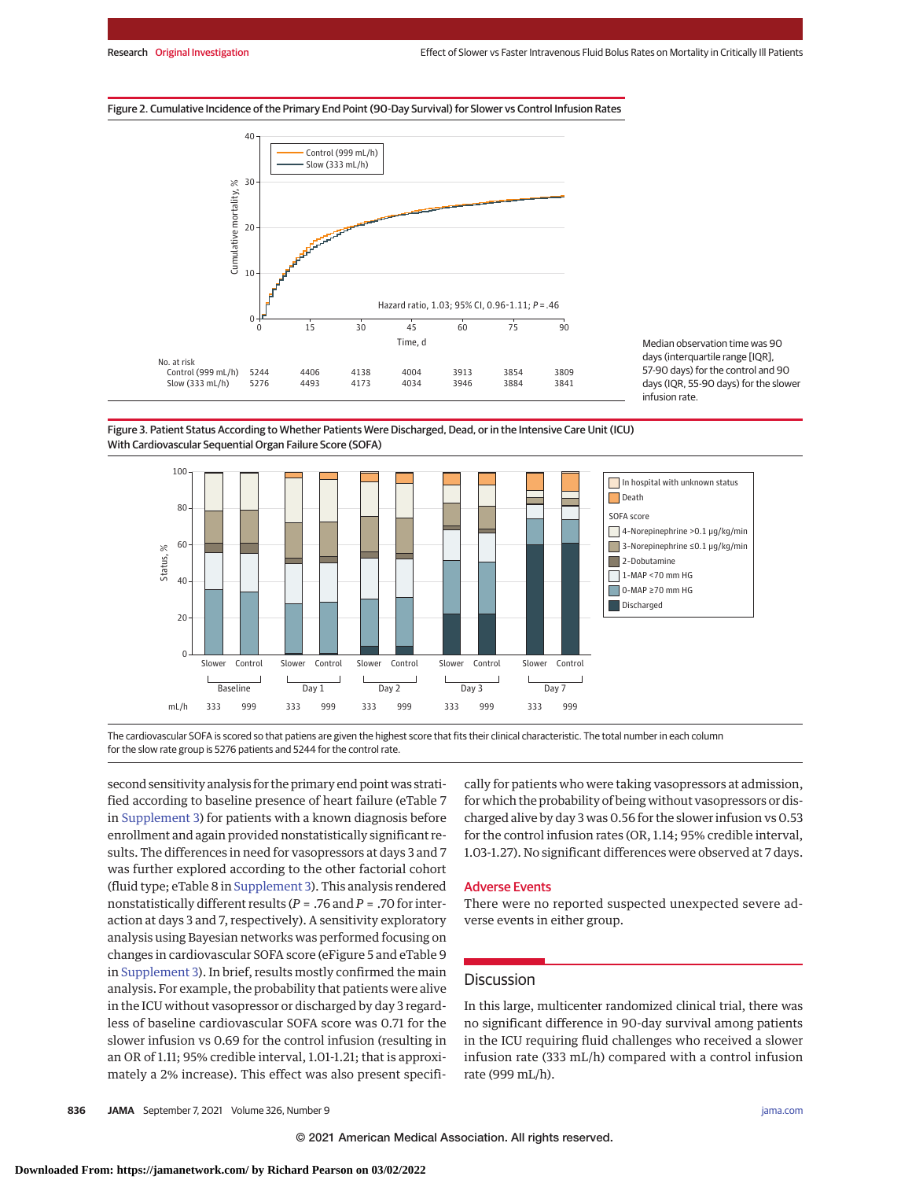Figure 2. Cumulative Incidence of the Primary End Point (90-Day Survival) for Slower vs Control Infusion Rates

Hazard ratio, 1.03; 95% CI, 0.96-1.11; *P* = .46

| No. at risk | 0 | 15 | 30 | 45 | 60 | 75 | 90 |
|---|---|---|---|---|---|---|---|
| Control (999 mL/h) | 5244 | 4406 | 4138 | 4004 | 3913 | 3854 | 3809 |
| Slow (333 mL/h) | 5276 | 4493 | 4173 | 4034 | 3946 | 3884 | 3841 |

Median observation time was 90 days (interquartile range [IQR], 57-90 days) for the control and 90 days (IQR, 55-90 days) for the slower infusion rate.

Figure 3. Patient Status According to Whether Patients Were Discharged, Dead, or in the Intensive Care Unit (ICU) With Cardiovascular Sequential Organ Failure Score (SOFA)

The cardiovascular SOFA is scored so that patiens are given the highest score that fits their clinical characteristic. The total number in each column for the slow rate group is 5276 patients and 5244 for the control rate.

second sensitivity analysis for the primary end point was stratified according to baseline presence of heart failure (eTable 7 in Supplement 3) for patients with a known diagnosis before enrollment and again provided nonstatistically significant results. The differences in need for vasopressors at days 3 and 7 was further explored according to the other factorial cohort (fluid type; eTable 8 in Supplement 3). This analysis rendered nonstatistically different results (*P* = .76 and *P* = .70 for interaction at days 3 and 7, respectively). A sensitivity exploratory analysis using Bayesian networks was performed focusing on changes in cardiovascular SOFA score (eFigure 5 and eTable 9 in Supplement 3). In brief, results mostly confirmed the main analysis. For example, the probability that patients were alive in the ICU without vasopressor or discharged by day 3 regardless of baseline cardiovascular SOFA score was 0.71 for the slower infusion vs 0.69 for the control infusion (resulting in an OR of 1.11; 95% credible interval, 1.01-1.21; that is approximately a 2% increase). This effect was also present specifically for patients who were taking vasopressors at admission, for which the probability of being without vasopressors or discharged alive by day 3 was 0.56 for the slower infusion vs 0.53 for the control infusion rates (OR, 1.14; 95% credible interval, 1.03-1.27). No significant differences were observed at 7 days.

## Adverse Events

There were no reported suspected unexpected severe adverse events in either group.

## Discussion

In this large, multicenter randomized clinical trial, there was no significant difference in 90-day survival among patients in the ICU requiring fluid challenges who received a slower infusion rate (333 mL/h) compared with a control infusion rate (999 mL/h).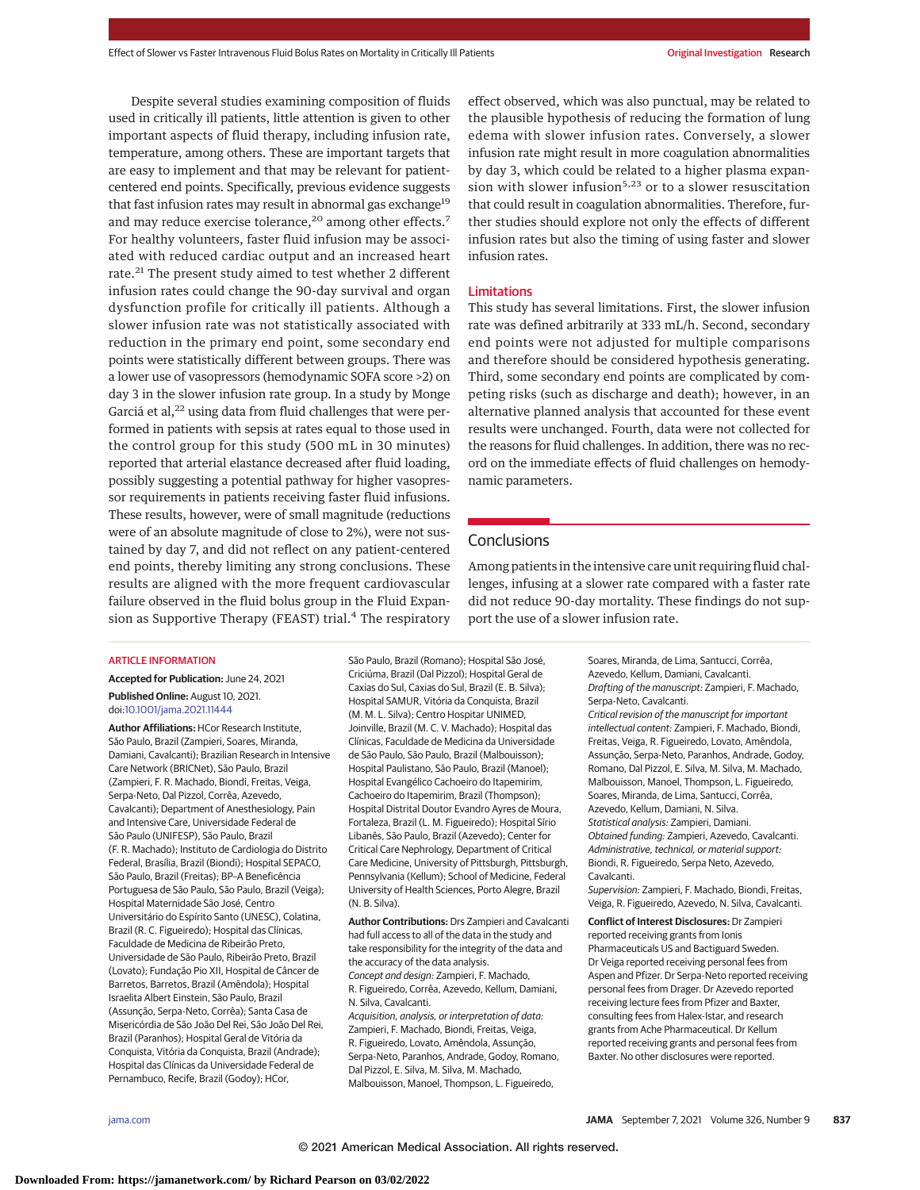Despite several studies examining composition of fluids used in critically ill patients, little attention is given to other important aspects of fluid therapy, including infusion rate, temperature, among others. These are important targets that are easy to implement and that may be relevant for patient-centered end points. Specifically, previous evidence suggests that fast infusion rates may result in abnormal gas exchange[19] and may reduce exercise tolerance,[20] among other effects.[7] For healthy volunteers, faster fluid infusion may be associated with reduced cardiac output and an increased heart rate.[21] The present study aimed to test whether 2 different infusion rates could change the 90-day survival and organ dysfunction profile for critically ill patients. Although a slower infusion rate was not statistically associated with reduction in the primary end point, some secondary end points were statistically different between groups. There was a lower use of vasopressors (hemodynamic SOFA score >2) on day 3 in the slower infusion rate group. In a study by Monge García et al,[22] using data from fluid challenges that were performed in patients with sepsis at rates equal to those used in the control group for this study (500 mL in 30 minutes) reported that arterial elastance decreased after fluid loading, possibly suggesting a potential pathway for higher vasopressor requirements in patients receiving faster fluid infusions. These results, however, were of small magnitude (reductions were of an absolute magnitude of close to 2%), were not sustained by day 7, and did not reflect on any patient-centered end points, thereby limiting any strong conclusions. These results are aligned with the more frequent cardiovascular failure observed in the fluid bolus group in the Fluid Expansion as Supportive Therapy (FEAST) trial.[4] The respiratory effect observed, which was also punctual, may be related to the plausible hypothesis of reducing the formation of lung edema with slower infusion rates. Conversely, a slower infusion rate might result in more coagulation abnormalities by day 3, which could be related to a higher plasma expansion with slower infusion[5,23] or to a slower resuscitation that could result in coagulation abnormalities. Therefore, further studies should explore not only the effects of different infusion rates but also the timing of using faster and slower infusion rates.

## Limitations

This study has several limitations. First, the slower infusion rate was defined arbitrarily at 333 mL/h. Second, secondary end points were not adjusted for multiple comparisons and therefore should be considered hypothesis generating. Third, some secondary end points are complicated by competing risks (such as discharge and death); however, in an alternative planned analysis that accounted for these event results were unchanged. Fourth, data were not collected for the reasons for fluid challenges. In addition, there was no record on the immediate effects of fluid challenges on hemodynamic parameters.

## Conclusions

Among patients in the intensive care unit requiring fluid challenges, infusing at a slower rate compared with a faster rate did not reduce 90-day mortality. These findings do not support the use of a slower infusion rate.

### ARTICLE INFORMATION

**Accepted for Publication:** June 24, 2021.

**Published Online:** August 10, 2021. doi:10.1001/jama.2021.11444

**Author Affiliations:** HCor Research Institute, São Paulo, Brazil (Zampieri, Soares, Miranda, Damiani, Cavalcanti); Brazilian Research in Intensive Care Network (BRICNet), São Paulo, Brazil (Zampieri, F. R. Machado, Biondi, Freitas, Veiga, Serpa-Neto, Dal Pizzol, Corrêa, Azevedo, Cavalcanti); Department of Anesthesiology, Pain and Intensive Care, Universidade Federal de São Paulo (UNIFESP), São Paulo, Brazil (F. R. Machado); Instituto de Cardiologia do Distrito Federal, Brasília, Brazil (Biondi); Hospital SEPACO, São Paulo, Brazil (Freitas); BP–A Beneficência Portuguesa de São Paulo, São Paulo, Brazil (Veiga); Hospital Maternidade São José, Centro Universitário do Espírito Santo (UNESC), Colatina, Brazil (R. C. Figueiredo); Hospital das Clínicas, Faculdade de Medicina de Ribeirão Preto, Universidade de São Paulo, Ribeirão Preto, Brazil (Lovato); Fundação Pio XII, Hospital de Câncer de Barretos, Barretos, Brazil (Amêndola); Hospital Israelita Albert Einstein, São Paulo, Brazil (Assunção, Serpa-Neto, Corrêa); Santa Casa de Misericórdia de São João Del Rei, São João Del Rei, Brazil (Paranhos); Hospital Geral de Vitória da Conquista, Vitória da Conquista, Brazil (Andrade); Hospital das Clínicas da Universidade Federal de Pernambuco, Recife, Brazil (Godoy); HCor, São Paulo, Brazil (Romano); Hospital São José, Criciúma, Brazil (Dal Pizzol); Hospital Geral de Caxias do Sul, Caxias do Sul, Brazil (E. B. Silva); Hospital SAMUR, Vitória da Conquista, Brazil (M. M. L. Silva); Centro Hospitar UNIMED, Joinville, Brazil (M. C. V. Machado); Hospital das Clínicas, Faculdade de Medicina da Universidade de São Paulo, São Paulo, Brazil (Malbouisson); Hospital Paulistano, São Paulo, Brazil (Manoel); Hospital Evangélico Cachoeiro do Itapemirim, Cachoeiro do Itapemirim, Brazil (Thompson); Hospital Distrital Doutor Evandro Ayres de Moura, Fortaleza, Brazil (L. M. Figueiredo); Hospital Sírio Libanês, São Paulo, Brazil (Azevedo); Center for Critical Care Nephrology, Department of Critical Care Medicine, University of Pittsburgh, Pittsburgh, Pennsylvania (Kellum); School of Medicine, Federal University of Health Sciences, Porto Alegre, Brazil (N. B. Silva).

**Author Contributions:** Drs Zampieri and Cavalcanti had full access to all of the data in the study and take responsibility for the integrity of the data and the accuracy of the data analysis.

*Concept and design:* Zampieri, F. Machado, R. Figueiredo, Corrêa, Azevedo, Kellum, Damiani, N. Silva, Cavalcanti.

*Acquisition, analysis, or interpretation of data:* Zampieri, F. Machado, Biondi, Freitas, Veiga, R. Figueiredo, Lovato, Amêndola, Assunção, Serpa-Neto, Paranhos, Andrade, Godoy, Romano, Dal Pizzol, E. Silva, M. Silva, M. Machado, Malbouisson, Manoel, Thompson, L. Figueiredo, Soares, Miranda, de Lima, Santucci, Corrêa, Azevedo, Kellum, Damiani, Cavalcanti.

*Drafting of the manuscript:* Zampieri, F. Machado, Serpa-Neto, Cavalcanti.

*Critical revision of the manuscript for important intellectual content:* Zampieri, F. Machado, Biondi, Freitas, Veiga, R. Figueiredo, Lovato, Amêndola, Assunção, Serpa-Neto, Paranhos, Andrade, Godoy, Romano, Dal Pizzol, E. Silva, M. Silva, M. Machado, Malbouisson, Manoel, Thompson, L. Figueiredo, Soares, Miranda, de Lima, Santucci, Corrêa, Azevedo, Kellum, Damiani, N. Silva.

*Statistical analysis:* Zampieri, Damiani.

*Obtained funding:* Zampieri, Azevedo, Cavalcanti.

*Administrative, technical, or material support:* Biondi, R. Figueiredo, Serpa Neto, Azevedo, Cavalcanti.

*Supervision:* Zampieri, F. Machado, Biondi, Freitas, Veiga, R. Figueiredo, Azevedo, N. Silva, Cavalcanti.

**Conflict of Interest Disclosures:** Dr Zampieri reported receiving grants from Ionis Pharmaceuticals US and Bactiguard Sweden. Dr Veiga reported receiving personal fees from Aspen and Pfizer. Dr Serpa-Neto reported receiving personal fees from Drager. Dr Azevedo reported receiving lecture fees from Pfizer and Baxter, consulting fees from Halex-Istar, and research grants from Ache Pharmaceutical. Dr Kellum reported receiving grants and personal fees from Baxter. No other disclosures were reported.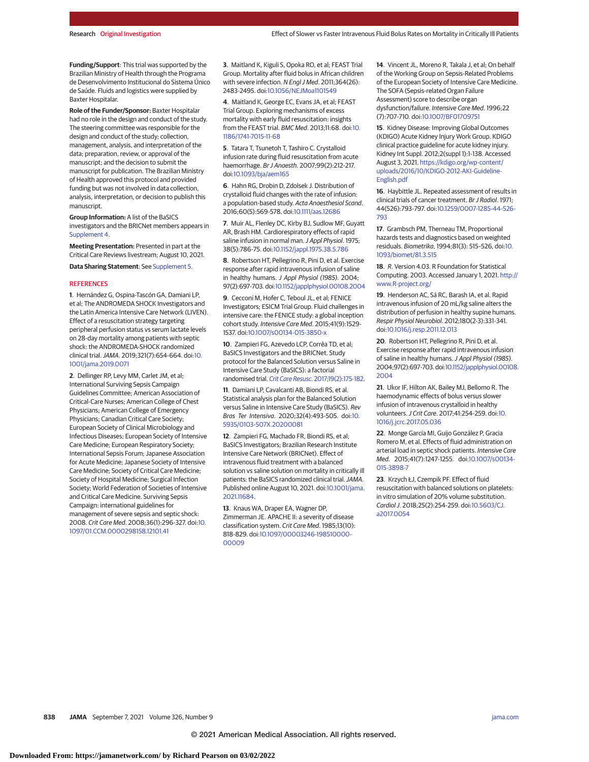**Funding/Support**: This trial was supported by the Brazilian Ministry of Health through the Programa de Desenvolvimento Institucional do Sistema Único de Saúde. Fluids and logistics were supplied by Baxter Hospitalar.

**Role of the Funder/Sponsor:** Baxter Hospitalar had no role in the design and conduct of the study. The steering committee was responsible for the design and conduct of the study; collection, management, analysis, and interpretation of the data; preparation, review, or approval of the manuscript; and the decision to submit the manuscript for publication. The Brazilian Ministry of Health approved this protocol and provided funding but was not involved in data collection, analysis, interpretation, or decision to publish this manuscript.

**Group Information:** A list of the BaSICS investigators and the BRICNet members appears in Supplement 4.

**Meeting Presentation:** Presented in part at the Critical Care Reviews livestream; August 10, 2021.

**Data Sharing Statement**: See Supplement 5.

## REFERENCES

1. Hernández G, Ospina-Tascón GA, Damiani LP, et al; The ANDROMEDA SHOCK Investigators and the Latin America Intensive Care Network (LIVEN). Effect of a resuscitation strategy targeting peripheral perfusion status vs serum lactate levels on 28-day mortality among patients with septic shock: the ANDROMEDA-SHOCK randomized clinical trial. *JAMA*. 2019;321(7):654-664. doi:10.1001/jama.2019.0071

2. Dellinger RP, Levy MM, Carlet JM, et al; International Surviving Sepsis Campaign Guidelines Committee; American Association of Critical-Care Nurses; American College of Chest Physicians; American College of Emergency Physicians; Canadian Critical Care Society; European Society of Clinical Microbiology and Infectious Diseases; European Society of Intensive Care Medicine; European Respiratory Society; International Sepsis Forum; Japanese Association for Acute Medicine; Japanese Society of Intensive Care Medicine; Society of Critical Care Medicine; Society of Hospital Medicine; Surgical Infection Society; World Federation of Societies of Intensive and Critical Care Medicine. Surviving Sepsis Campaign: international guidelines for management of severe sepsis and septic shock: 2008. *Crit Care Med*. 2008;36(1):296-327. doi:10.1097/01.CCM.0000298158.12101.41

3. Maitland K, Kiguli S, Opoka RO, et al; FEAST Trial Group. Mortality after fluid bolus in African children with severe infection. *N Engl J Med*. 2011;364(26):2483-2495. doi:10.1056/NEJMoa1101549

4. Maitland K, George EC, Evans JA, et al; FEAST Trial Group. Exploring mechanisms of excess mortality with early fluid resuscitation: insights from the FEAST trial. *BMC Med*. 2013;11:68. doi:10.1186/1741-7015-11-68

5. Tatara T, Tsunetoh T, Tashiro C. Crystalloid infusion rate during fluid resuscitation from acute haemorrhage. *Br J Anaesth*. 2007;99(2):212-217. doi:10.1093/bja/aem165

6. Hahn RG, Drobin D, Zdolsek J. Distribution of crystalloid fluid changes with the rate of infusion: a population-based study. *Acta Anaesthesiol Scand*. 2016;60(5):569-578. doi:10.1111/aas.12686

7. Muir AL, Flenley DC, Kirby BJ, Sudlow MF, Guyatt AR, Brash HM. Cardiorespiratory effects of rapid saline infusion in normal man. *J Appl Physiol*. 1975;38(5):786-75. doi:10.1152/jappl.1975.38.5.786

8. Robertson HT, Pellegrino R, Pini D, et al. Exercise response after rapid intravenous infusion of saline in healthy humans. *J Appl Physiol (1985)*. 2004;97(2):697-703. doi:10.1152/japplphysiol.00108.2004

9. Cecconi M, Hofer C, Teboul JL, et al; FENICE Investigators; ESICM Trial Group. Fluid challenges in intensive care: the FENICE study: a global inception cohort study. *Intensive Care Med*. 2015;41(9):1529-1537. doi:10.1007/s00134-015-3850-x

10. Zampieri FG, Azevedo LCP, Corrêa TD, et al; BaSICS Investigators and the BRICNet. Study protocol for the Balanced Solution versus Saline in Intensive Care Study (BaSICS): a factorial randomised trial. *Crit Care Resusc*. 2017;19(2):175-182.

11. Damiani LP, Cavalcanti AB, Biondi RS, et al. Statistical analysis plan for the Balanced Solution versus Saline in Intensive Care Study (BaSICS). *Rev Bras Ter Intensiva*. 2020;32(4):493-505. doi:10.5935/0103-507X.20200081

12. Zampieri FG, Machado FR, Biondi RS, et al; BaSICS Investigators; Brazilian Research Institute Intensive Care Network (BRICNet). Effect of intravenous fluid treatment with a balanced solution vs saline solution on mortality in critically ill patients: the BaSICS randomized clinical trial. *JAMA*. Published online August 10, 2021. doi:10.1001/jama.2021.11684.

13. Knaus WA, Draper EA, Wagner DP, Zimmerman JE. APACHE II: a severity of disease classification system. *Crit Care Med*. 1985;13(10):818-829. doi:10.1097/00003246-198510000-00009

14. Vincent JL, Moreno R, Takala J, et al; On behalf of the Working Group on Sepsis-Related Problems of the European Society of Intensive Care Medicine. The SOFA (Sepsis-related Organ Failure Assessment) score to describe organ dysfunction/failure. *Intensive Care Med*. 1996;22(7):707-710. doi:10.1007/BF01709751

15. Kidney Disease: Improving Global Outcomes (KDIGO) Acute Kidney Injury Work Group. KDIGO clinical practice guideline for acute kidney injury. Kidney Int Suppl. 2012;2(suppl 1):1-138. Accessed August 3, 2021. https://kdigo.org/wp-content/uploads/2016/10/KDIGO-2012-AKI-Guideline-English.pdf

16. Haybittle JL. Repeated assessment of results in clinical trials of cancer treatment. *Br J Radiol*. 1971;44(526):793-797. doi:10.1259/0007-1285-44-526-793

17. Grambsch PM, Therneau TM, Proportional hazards tests and diagnostics based on weighted residuals. *Biometrika*, 1994;81(3): 515–526, doi:10.1093/biomet/81.3.515

18. *R*. Version 4.03. R Foundation for Statistical Computing. 2003. Accessed January 1, 2021. http://www.R-project.org/

19. Henderson AC, Sá RC, Barash IA, et al. Rapid intravenous infusion of 20 mL/kg saline alters the distribution of perfusion in healthy supine humans. *Respir Physiol Neurobiol*. 2012;180(2-3):331-341. doi:10.1016/j.resp.2011.12.013

20. Robertson HT, Pellegrino R, Pini D, et al. Exercise response after rapid intravenous infusion of saline in healthy humans. *J Appl Physiol (1985)*. 2004;97(2):697-703. doi:10.1152/japplphysiol.00108.2004

21. Ukor IF, Hilton AK, Bailey MJ, Bellomo R. The haemodynamic effects of bolus versus slower infusion of intravenous crystalloid in healthy volunteers. *J Crit Care*. 2017;41:254-259. doi:10.1016/j.jcrc.2017.05.036

22. Monge García MI, Guijo González P, Gracia Romero M, et al. Effects of fluid administration on arterial load in septic shock patients. *Intensive Care Med*. 2015;41(7):1247-1255. doi:10.1007/s00134-015-3898-7

23. Krzych ŁJ, Czempik PF. Effect of fluid resuscitation with balanced solutions on platelets: in vitro simulation of 20% volume substitution. *Cardiol J*. 2018;25(2):254-259. doi:10.5603/CJ.a2017.0054